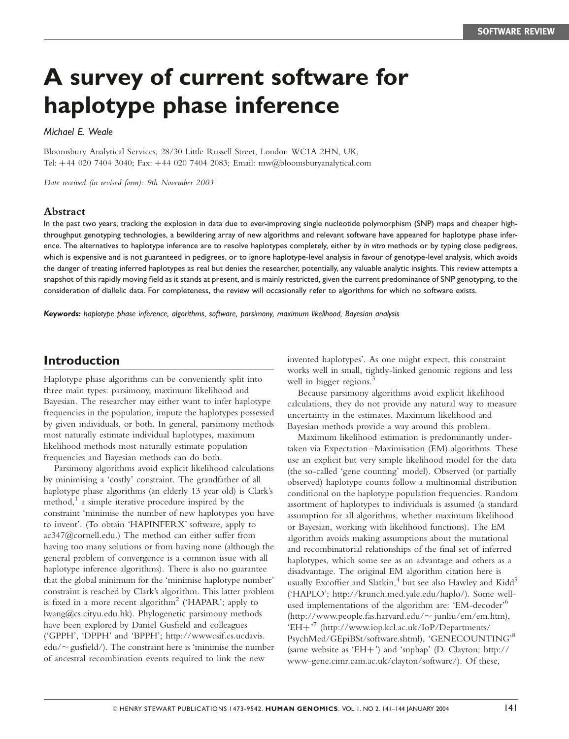SOFTWARE REVIEW

# A survey of current software for haplotype phase inference

*Michael E. Weale*

Bloomsbury Analytical Services, 28/30 Little Russell Street, London WC1A 2HN, UK; Tel: +44 020 7404 3040; Fax: +44 020 7404 2083; Email: mw@bloomsburyanalytical.com

*Date received (in revised form): 9th November 2003*

### Abstract

In the past two years, tracking the explosion in data due to ever-improving single nucleotide polymorphism (SNP) maps and cheaper high-throughput genotyping technologies, a bewildering array of new algorithms and relevant software have appeared for haplotype phase inference. The alternatives to haplotype inference are to resolve haplotypes completely, either by *in vitro* methods or by typing close pedigrees, which is expensive and is not guaranteed in pedigrees, or to ignore haplotype-level analysis in favour of genotype-level analysis, which avoids the danger of treating inferred haplotypes as real but denies the researcher, potentially, any valuable analytic insights. This review attempts a snapshot of this rapidly moving field as it stands at present, and is mainly restricted, given the current predominance of SNP genotyping, to the consideration of diallelic data. For completeness, the review will occasionally refer to algorithms for which no software exists.

***Keywords:*** *haplotype phase inference, algorithms, software, parsimony, maximum likelihood, Bayesian analysis*

## Introduction

Haplotype phase algorithms can be conveniently split into three main types: parsimony, maximum likelihood and Bayesian. The researcher may either want to infer haplotype frequencies in the population, impute the haplotypes possessed by given individuals, or both. In general, parsimony methods most naturally estimate individual haplotypes, maximum likelihood methods most naturally estimate population frequencies and Bayesian methods can do both.

Parsimony algorithms avoid explicit likelihood calculations by minimising a 'costly' constraint. The grandfather of all haplotype phase algorithms (an elderly 13 year old) is Clark's method,[1] a simple iterative procedure inspired by the constraint 'minimise the number of new haplotypes you have to invent'. (To obtain 'HAPINFERX' software, apply to ac347@cornell.edu.) The method can either suffer from having too many solutions or from having none (although the general problem of convergence is a common issue with all haplotype inference algorithms). There is also no guarantee that the global minimum for the 'minimise haplotype number' constraint is reached by Clark's algorithm. This latter problem is fixed in a more recent algorithm[2] ('HAPAR'; apply to lwang@cs.cityu.edu.hk). Phylogenetic parsimony methods have been explored by Daniel Gusfield and colleagues ('GPPH', 'DPPH' and 'BPPH'; http://wwwcsif.cs.ucdavis.edu/~gusfield/). The constraint here is 'minimise the number of ancestral recombination events required to link the new invented haplotypes'. As one might expect, this constraint works well in small, tightly-linked genomic regions and less well in bigger regions.[3]

Because parsimony algorithms avoid explicit likelihood calculations, they do not provide any natural way to measure uncertainty in the estimates. Maximum likelihood and Bayesian methods provide a way around this problem.

Maximum likelihood estimation is predominantly undertaken via Expectation–Maximisation (EM) algorithms. These use an explicit but very simple likelihood model for the data (the so-called 'gene counting' model). Observed (or partially observed) haplotype counts follow a multinomial distribution conditional on the haplotype population frequencies. Random assortment of haplotypes to individuals is assumed (a standard assumption for all algorithms, whether maximum likelihood or Bayesian, working with likelihood functions). The EM algorithm avoids making assumptions about the mutational and recombinatorial relationships of the final set of inferred haplotypes, which some see as an advantage and others as a disadvantage. The original EM algorithm citation here is usually Excoffier and Slatkin,[4] but see also Hawley and Kidd[5] ('HAPLO'; http://krunch.med.yale.edu/haplo/). Some well-used implementations of the algorithm are: 'EM-decoder'[6] (http://www.people.fas.harvard.edu/~junliu/em/em.htm), 'EH+'[7] (http://www.iop.kcl.ac.uk/IoP/Departments/PsychMed/GEpiBSt/software.shtml), 'GENECOUNTING'[8] (same website as 'EH+') and 'snphap' (D. Clayton; http://www-gene.cimr.cam.ac.uk/clayton/software/). Of these,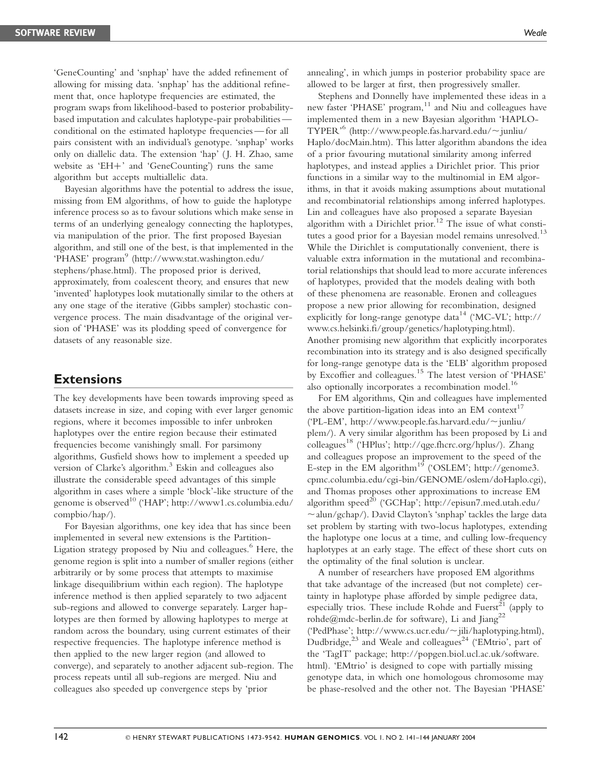'GeneCounting' and 'snphap' have the added refinement of allowing for missing data. 'snphap' has the additional refinement that, once haplotype frequencies are estimated, the program swaps from likelihood-based to posterior probability-based imputation and calculates haplotype-pair probabilities — conditional on the estimated haplotype frequencies — for all pairs consistent with an individual's genotype. 'snphap' works only on diallelic data. The extension 'hap' (J. H. Zhao, same website as 'EH+' and 'GeneCounting') runs the same algorithm but accepts multiallelic data.

Bayesian algorithms have the potential to address the issue, missing from EM algorithms, of how to guide the haplotype inference process so as to favour solutions which make sense in terms of an underlying genealogy connecting the haplotypes, via manipulation of the prior. The first proposed Bayesian algorithm, and still one of the best, is that implemented in the 'PHASE' program[9] (http://www.stat.washington.edu/stephens/phase.html). The proposed prior is derived, approximately, from coalescent theory, and ensures that new 'invented' haplotypes look mutationally similar to the others at any one stage of the iterative (Gibbs sampler) stochastic convergence process. The main disadvantage of the original version of 'PHASE' was its plodding speed of convergence for datasets of any reasonable size.

## Extensions

The key developments have been towards improving speed as datasets increase in size, and coping with ever larger genomic regions, where it becomes impossible to infer unbroken haplotypes over the entire region because their estimated frequencies become vanishingly small. For parsimony algorithms, Gusfield shows how to implement a speeded up version of Clarke's algorithm.[3] Eskin and colleagues also illustrate the considerable speed advantages of this simple algorithm in cases where a simple 'block'-like structure of the genome is observed[10] ('HAP'; http://www1.cs.columbia.edu/compbio/hap/).

For Bayesian algorithms, one key idea that has since been implemented in several new extensions is the Partition-Ligation strategy proposed by Niu and colleagues.[6] Here, the genome region is split into a number of smaller regions (either arbitrarily or by some process that attempts to maximise linkage disequilibrium within each region). The haplotype inference method is then applied separately to two adjacent sub-regions and allowed to converge separately. Larger haplotypes are then formed by allowing haplotypes to merge at random across the boundary, using current estimates of their respective frequencies. The haplotype inference method is then applied to the new larger region (and allowed to converge), and separately to another adjacent sub-region. The process repeats until all sub-regions are merged. Niu and colleagues also speeded up convergence steps by 'prior annealing', in which jumps in posterior probability space are allowed to be larger at first, then progressively smaller.

Stephens and Donnelly have implemented these ideas in a new faster 'PHASE' program,[11] and Niu and colleagues have implemented them in a new Bayesian algorithm 'HAPLOTYPER'[6] (http://www.people.fas.harvard.edu/~junliu/Haplo/docMain.htm). This latter algorithm abandons the idea of a prior favouring mutational similarity among inferred haplotypes, and instead applies a Dirichlet prior. This prior functions in a similar way to the multinomial in EM algorithms, in that it avoids making assumptions about mutational and recombinatorial relationships among inferred haplotypes. Lin and colleagues have also proposed a separate Bayesian algorithm with a Dirichlet prior.[12] The issue of what constitutes a good prior for a Bayesian model remains unresolved.[13] While the Dirichlet is computationally convenient, there is valuable extra information in the mutational and recombinatorial relationships that should lead to more accurate inferences of haplotypes, provided that the models dealing with both of these phenomena are reasonable. Eronen and colleagues propose a new prior allowing for recombination, designed explicitly for long-range genotype data[14] ('MC-VL'; http://www.cs.helsinki.fi/group/genetics/haplotyping.html). Another promising new algorithm that explicitly incorporates recombination into its strategy and is also designed specifically for long-range genotype data is the 'ELB' algorithm proposed by Excoffier and colleagues.[15] The latest version of 'PHASE' also optionally incorporates a recombination model.[16]

For EM algorithms, Qin and colleagues have implemented the above partition-ligation ideas into an EM context[17] ('PL-EM', http://www.people.fas.harvard.edu/~junliu/plem/). A very similar algorithm has been proposed by Li and colleagues[18] ('HPlus'; http://qge.fhcrc.org/hplus/). Zhang and colleagues propose an improvement to the speed of the E-step in the EM algorithm[19] ('OSLEM'; http://genome3.cpmc.columbia.edu/cgi-bin/GENOME/oslem/doHaplo.cgi), and Thomas proposes other approximations to increase EM algorithm speed[20] ('GCHap'; http://episun7.med.utah.edu/~alun/gchap/). David Clayton's 'snphap' tackles the large data set problem by starting with two-locus haplotypes, extending the haplotype one locus at a time, and culling low-frequency haplotypes at an early stage. The effect of these short cuts on the optimality of the final solution is unclear.

A number of researchers have proposed EM algorithms that take advantage of the increased (but not complete) certainty in haplotype phase afforded by simple pedigree data, especially trios. These include Rohde and Fuerst[21] (apply to rohde@mdc-berlin.de for software), Li and Jiang[22] ('PedPhase'; http://www.cs.ucr.edu/~jili/haplotyping.html), Dudbridge,[23] and Weale and colleagues[24] ('EMtrio', part of the 'TagIT' package; http://popgen.biol.ucl.ac.uk/software.html). 'EMtrio' is designed to cope with partially missing genotype data, in which one homologous chromosome may be phase-resolved and the other not. The Bayesian 'PHASE'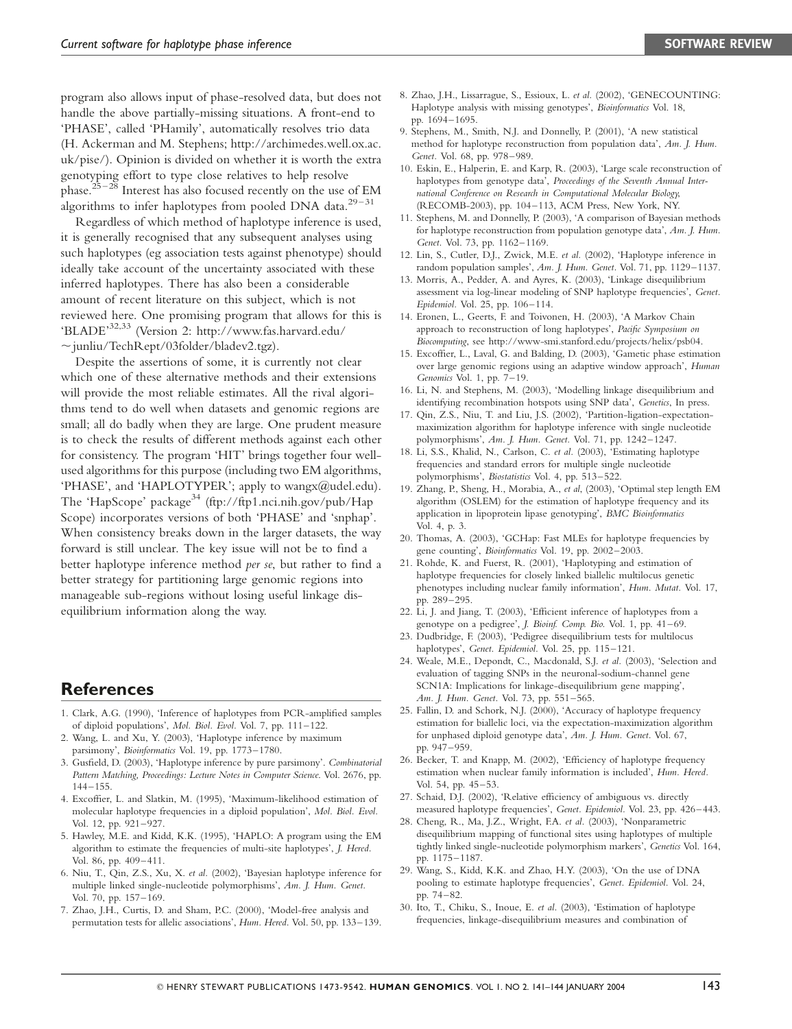program also allows input of phase-resolved data, but does not handle the above partially-missing situations. A front-end to 'PHASE', called 'PHamily', automatically resolves trio data (H. Ackerman and M. Stephens; http://archimedes.well.ox.ac.uk/pise/). Opinion is divided on whether it is worth the extra genotyping effort to type close relatives to help resolve phase.[25–28] Interest has also focused recently on the use of EM algorithms to infer haplotypes from pooled DNA data.[29–31]

Regardless of which method of haplotype inference is used, it is generally recognised that any subsequent analyses using such haplotypes (eg association tests against phenotype) should ideally take account of the uncertainty associated with these inferred haplotypes. There has also been a considerable amount of recent literature on this subject, which is not reviewed here. One promising program that allows for this is 'BLADE'[32,33] (Version 2: http://www.fas.harvard.edu/~junliu/TechRept/03folder/bladev2.tgz).

Despite the assertions of some, it is currently not clear which one of these alternative methods and their extensions will provide the most reliable estimates. All the rival algorithms tend to do well when datasets and genomic regions are small; all do badly when they are large. One prudent measure is to check the results of different methods against each other for consistency. The program 'HIT' brings together four well-used algorithms for this purpose (including two EM algorithms, 'PHASE', and 'HAPLOTYPER'; apply to wangx@udel.edu). The 'HapScope' package[34] (ftp://ftp1.nci.nih.gov/pub/HapScope) incorporates versions of both 'PHASE' and 'snphap'. When consistency breaks down in the larger datasets, the way forward is still unclear. The key issue will not be to find a better haplotype inference method *per se*, but rather to find a better strategy for partitioning large genomic regions into manageable sub-regions without losing useful linkage disequilibrium information along the way.

## References

1. Clark, A.G. (1990), 'Inference of haplotypes from PCR-amplified samples of diploid populations', *Mol. Biol. Evol.* Vol. 7, pp. 111–122.
2. Wang, L. and Xu, Y. (2003), 'Haplotype inference by maximum parsimony', *Bioinformatics* Vol. 19, pp. 1773–1780.
3. Gusfield, D. (2003), 'Haplotype inference by pure parsimony'. *Combinatorial Pattern Matching, Proceedings: Lecture Notes in Computer Science*. Vol. 2676, pp. 144–155.
4. Excoffier, L. and Slatkin, M. (1995), 'Maximum-likelihood estimation of molecular haplotype frequencies in a diploid population', *Mol. Biol. Evol.* Vol. 12, pp. 921–927.
5. Hawley, M.E. and Kidd, K.K. (1995), 'HAPLO: A program using the EM algorithm to estimate the frequencies of multi-site haplotypes', *J. Hered.* Vol. 86, pp. 409–411.
6. Niu, T., Qin, Z.S., Xu, X. *et al.* (2002), 'Bayesian haplotype inference for multiple linked single-nucleotide polymorphisms', *Am. J. Hum. Genet.* Vol. 70, pp. 157–169.
7. Zhao, J.H., Curtis, D. and Sham, P.C. (2000), 'Model-free analysis and permutation tests for allelic associations', *Hum. Hered.* Vol. 50, pp. 133–139.
8. Zhao, J.H., Lissarrague, S., Essioux, L. *et al.* (2002), 'GENECOUNTING: Haplotype analysis with missing genotypes', *Bioinformatics* Vol. 18, pp. 1694–1695.
9. Stephens, M., Smith, N.J. and Donnelly, P. (2001), 'A new statistical method for haplotype reconstruction from population data', *Am. J. Hum. Genet.* Vol. 68, pp. 978–989.
10. Eskin, E., Halperin, E. and Karp, R. (2003), 'Large scale reconstruction of haplotypes from genotype data', *Proceedings of the Seventh Annual International Conference on Research in Computational Molecular Biology,* (RECOMB-2003), pp. 104–113, ACM Press, New York, NY.
11. Stephens, M. and Donnelly, P. (2003), 'A comparison of Bayesian methods for haplotype reconstruction from population genotype data', *Am. J. Hum. Genet.* Vol. 73, pp. 1162–1169.
12. Lin, S., Cutler, D.J., Zwick, M.E. *et al.* (2002), 'Haplotype inference in random population samples', *Am. J. Hum. Genet.* Vol. 71, pp. 1129–1137.
13. Morris, A., Pedder, A. and Ayres, K. (2003), 'Linkage disequilibrium assessment via log-linear modeling of SNP haplotype frequencies', *Genet. Epidemiol.* Vol. 25, pp. 106–114.
14. Eronen, L., Geerts, F. and Toivonen, H. (2003), 'A Markov Chain approach to reconstruction of long haplotypes', *Pacific Symposium on Biocomputing*, see http://www-smi.stanford.edu/projects/helix/psb04.
15. Excoffier, L., Laval, G. and Balding, D. (2003), 'Gametic phase estimation over large genomic regions using an adaptive window approach', *Human Genomics* Vol. 1, pp. 7–19.
16. Li, N. and Stephens, M. (2003), 'Modelling linkage disequilibrium and identifying recombination hotspots using SNP data', *Genetics*, In press.
17. Qin, Z.S., Niu, T. and Liu, J.S. (2002), 'Partition-ligation-expectation-maximization algorithm for haplotype inference with single nucleotide polymorphisms', *Am. J. Hum. Genet.* Vol. 71, pp. 1242–1247.
18. Li, S.S., Khalid, N., Carlson, C. *et al.* (2003), 'Estimating haplotype frequencies and standard errors for multiple single nucleotide polymorphisms', *Biostatistics* Vol. 4, pp. 513–522.
19. Zhang, P., Sheng, H., Morabia, A., *et al*, (2003), 'Optimal step length EM algorithm (OSLEM) for the estimation of haplotype frequency and its application in lipoprotein lipase genotyping', *BMC Bioinformatics* Vol. 4, p. 3.
20. Thomas, A. (2003), 'GCHap: Fast MLEs for haplotype frequencies by gene counting', *Bioinformatics* Vol. 19, pp. 2002–2003.
21. Rohde, K. and Fuerst, R. (2001), 'Haplotyping and estimation of haplotype frequencies for closely linked biallelic multilocus genetic phenotypes including nuclear family information', *Hum. Mutat.* Vol. 17, pp. 289–295.
22. Li, J. and Jiang, T. (2003), 'Efficient inference of haplotypes from a genotype on a pedigree', *J. Bioinf. Comp. Bio.* Vol. 1, pp. 41–69.
23. Dudbridge, F. (2003), 'Pedigree disequilibrium tests for multilocus haplotypes', *Genet. Epidemiol.* Vol. 25, pp. 115–121.
24. Weale, M.E., Depondt, C., Macdonald, S.J. *et al.* (2003), 'Selection and evaluation of tagging SNPs in the neuronal-sodium-channel gene SCN1A: Implications for linkage-disequilibrium gene mapping', *Am. J. Hum. Genet.* Vol. 73, pp. 551–565.
25. Fallin, D. and Schork, N.J. (2000), 'Accuracy of haplotype frequency estimation for biallelic loci, via the expectation-maximization algorithm for unphased diploid genotype data', *Am. J. Hum. Genet.* Vol. 67, pp. 947–959.
26. Becker, T. and Knapp, M. (2002), 'Efficiency of haplotype frequency estimation when nuclear family information is included', *Hum. Hered.* Vol. 54, pp. 45–53.
27. Schaid, D.J. (2002), 'Relative efficiency of ambiguous vs. directly measured haplotype frequencies', *Genet. Epidemiol.* Vol. 23, pp. 426–443.
28. Cheng, R., Ma, J.Z., Wright, F.A. *et al.* (2003), 'Nonparametric disequilibrium mapping of functional sites using haplotypes of multiple tightly linked single-nucleotide polymorphism markers', *Genetics* Vol. 164, pp. 1175–1187.
29. Wang, S., Kidd, K.K. and Zhao, H.Y. (2003), 'On the use of DNA pooling to estimate haplotype frequencies', *Genet. Epidemiol.* Vol. 24, pp. 74–82.
30. Ito, T., Chiku, S., Inoue, E. *et al.* (2003), 'Estimation of haplotype frequencies, linkage-disequilibrium measures and combination of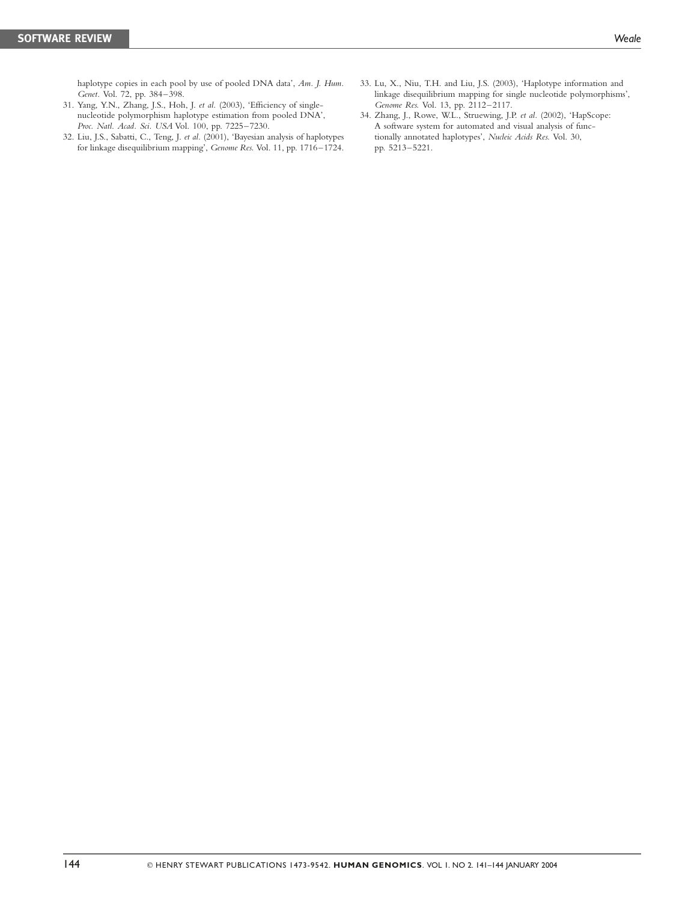haplotype copies in each pool by use of pooled DNA data', *Am. J. Hum. Genet*. Vol. 72, pp. 384–398.

31. Yang, Y.N., Zhang, J.S., Hoh, J. *et al.* (2003), 'Efficiency of single-nucleotide polymorphism haplotype estimation from pooled DNA', *Proc. Natl. Acad. Sci. USA* Vol. 100, pp. 7225–7230.
32. Liu, J.S., Sabatti, C., Teng, J. *et al.* (2001), 'Bayesian analysis of haplotypes for linkage disequilibrium mapping', *Genome Res.* Vol. 11, pp. 1716–1724.
33. Lu, X., Niu, T.H. and Liu, J.S. (2003), 'Haplotype information and linkage disequilibrium mapping for single nucleotide polymorphisms', *Genome Res.* Vol. 13, pp. 2112–2117.
34. Zhang, J., Rowe, W.L., Struewing, J.P. *et al.* (2002), 'HapScope: A software system for automated and visual analysis of functionally annotated haplotypes', *Nucleic Acids Res.* Vol. 30, pp. 5213–5221.